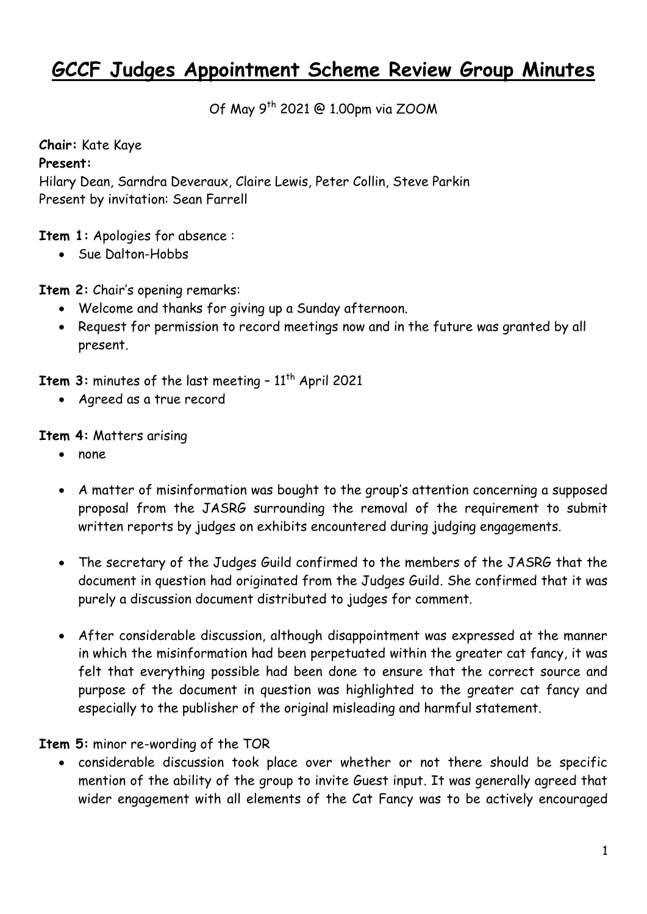# GCCF Judges Appointment Scheme Review Group Minutes

Of May 9th 2021 @ 1.00pm via ZOOM

**Chair:** Kate Kaye

**Present:**

Hilary Dean, Sarndra Deveraux, Claire Lewis, Peter Collin, Steve Parkin

Present by invitation: Sean Farrell

**Item 1:** Apologies for absence :

- Sue Dalton-Hobbs

**Item 2:** Chair's opening remarks:

- Welcome and thanks for giving up a Sunday afternoon.
- Request for permission to record meetings now and in the future was granted by all present.

**Item 3:** minutes of the last meeting – 11th April 2021

- Agreed as a true record

**Item 4:** Matters arising

- none
- A matter of misinformation was bought to the group's attention concerning a supposed proposal from the JASRG surrounding the removal of the requirement to submit written reports by judges on exhibits encountered during judging engagements.
- The secretary of the Judges Guild confirmed to the members of the JASRG that the document in question had originated from the Judges Guild. She confirmed that it was purely a discussion document distributed to judges for comment.
- After considerable discussion, although disappointment was expressed at the manner in which the misinformation had been perpetuated within the greater cat fancy, it was felt that everything possible had been done to ensure that the correct source and purpose of the document in question was highlighted to the greater cat fancy and especially to the publisher of the original misleading and harmful statement.

**Item 5:** minor re-wording of the TOR

- considerable discussion took place over whether or not there should be specific mention of the ability of the group to invite Guest input. It was generally agreed that wider engagement with all elements of the Cat Fancy was to be actively encouraged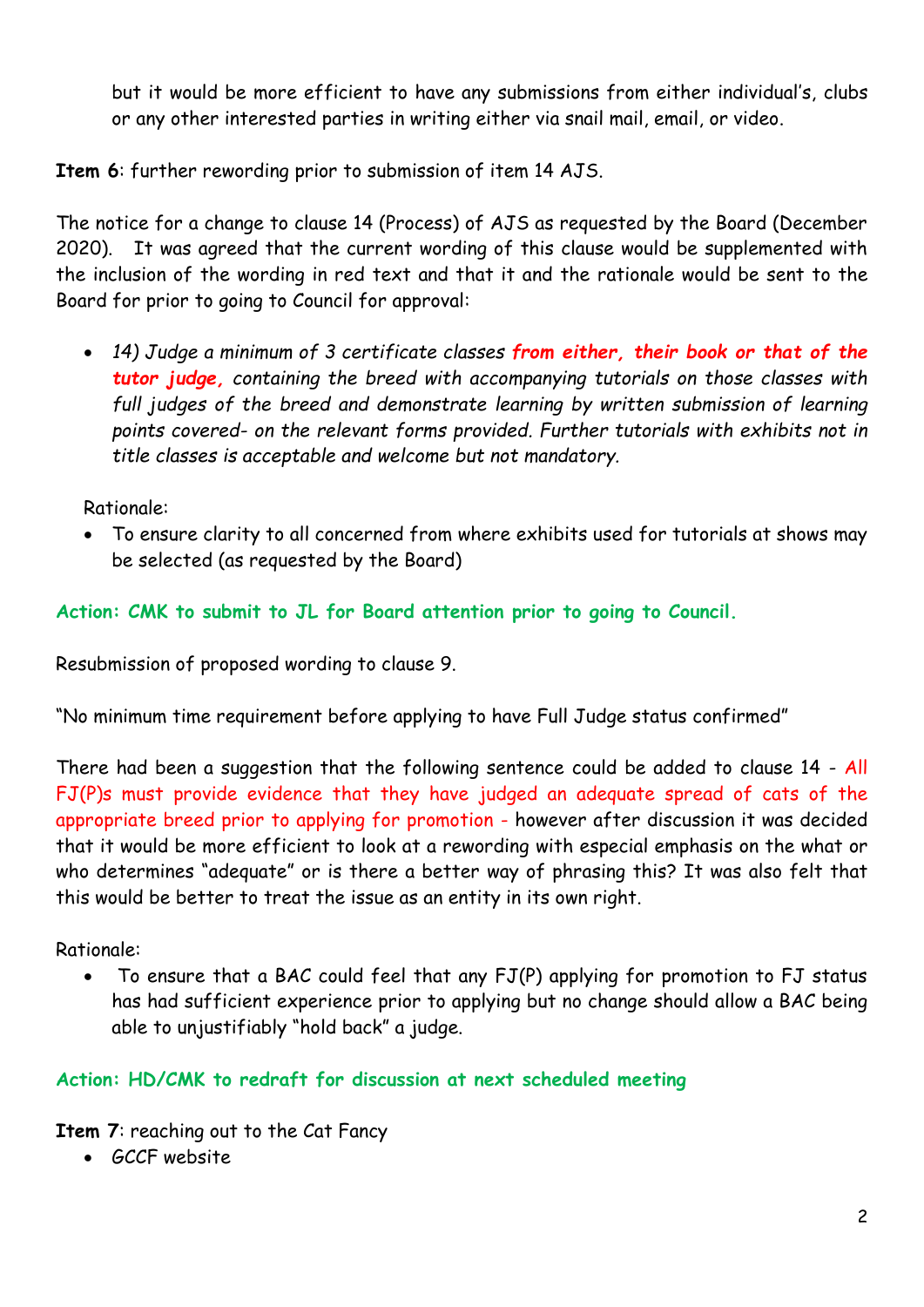but it would be more efficient to have any submissions from either individual's, clubs or any other interested parties in writing either via snail mail, email, or video.

**Item 6**: further rewording prior to submission of item 14 AJS.

The notice for a change to clause 14 (Process) of AJS as requested by the Board (December 2020). It was agreed that the current wording of this clause would be supplemented with the inclusion of the wording in red text and that it and the rationale would be sent to the Board for prior to going to Council for approval:

- *14) Judge a minimum of 3 certificate classes* ***from either, their book or that of the tutor judge,*** *containing the breed with accompanying tutorials on those classes with full judges of the breed and demonstrate learning by written submission of learning points covered- on the relevant forms provided. Further tutorials with exhibits not in title classes is acceptable and welcome but not mandatory.*

Rationale:

- To ensure clarity to all concerned from where exhibits used for tutorials at shows may be selected (as requested by the Board)

**Action: CMK to submit to JL for Board attention prior to going to Council.**

Resubmission of proposed wording to clause 9.

"No minimum time requirement before applying to have Full Judge status confirmed"

There had been a suggestion that the following sentence could be added to clause 14 - All FJ(P)s must provide evidence that they have judged an adequate spread of cats of the appropriate breed prior to applying for promotion - however after discussion it was decided that it would be more efficient to look at a rewording with especial emphasis on the what or who determines "adequate" or is there a better way of phrasing this? It was also felt that this would be better to treat the issue as an entity in its own right.

Rationale:

- To ensure that a BAC could feel that any FJ(P) applying for promotion to FJ status has had sufficient experience prior to applying but no change should allow a BAC being able to unjustifiably "hold back" a judge.

**Action: HD/CMK to redraft for discussion at next scheduled meeting**

**Item 7**: reaching out to the Cat Fancy

- GCCF website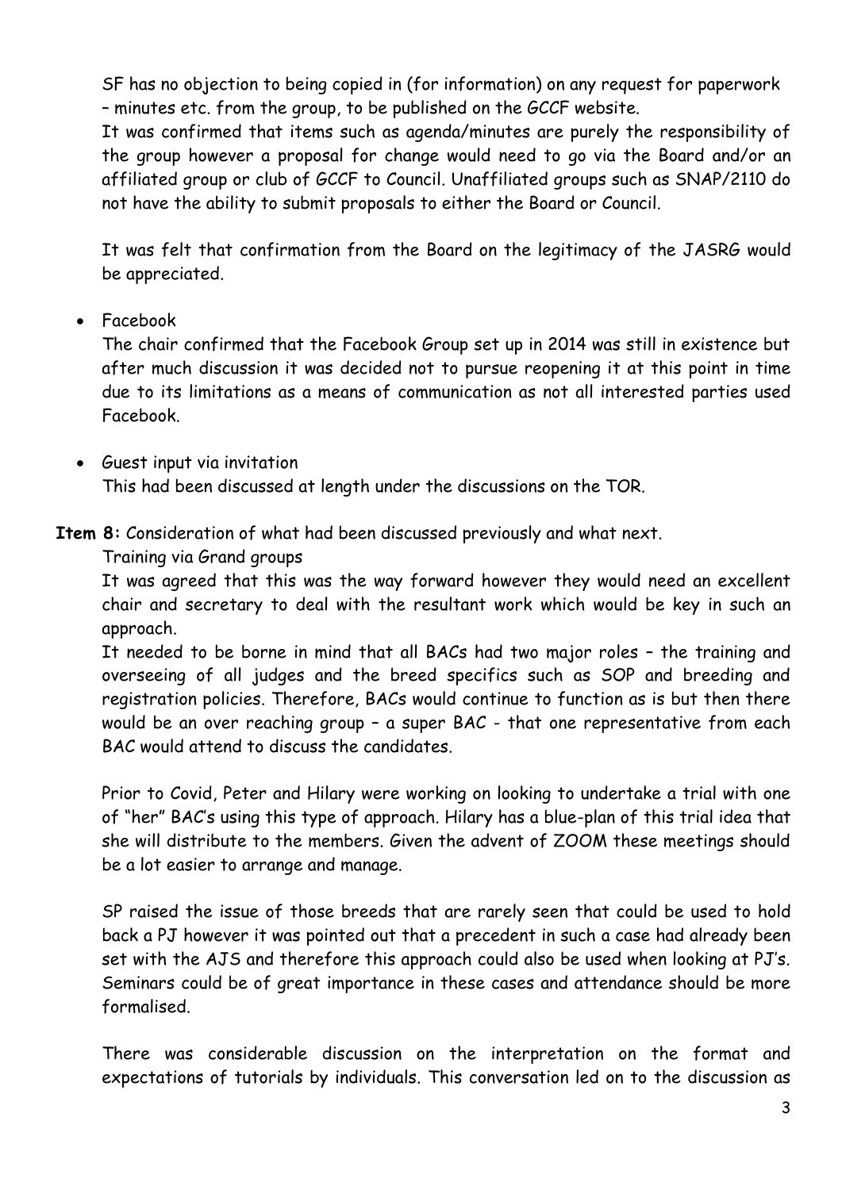SF has no objection to being copied in (for information) on any request for paperwork – minutes etc. from the group, to be published on the GCCF website.

It was confirmed that items such as agenda/minutes are purely the responsibility of the group however a proposal for change would need to go via the Board and/or an affiliated group or club of GCCF to Council. Unaffiliated groups such as SNAP/2110 do not have the ability to submit proposals to either the Board or Council.

It was felt that confirmation from the Board on the legitimacy of the JASRG would be appreciated.

- Facebook

  The chair confirmed that the Facebook Group set up in 2014 was still in existence but after much discussion it was decided not to pursue reopening it at this point in time due to its limitations as a means of communication as not all interested parties used Facebook.

- Guest input via invitation

  This had been discussed at length under the discussions on the TOR.

**Item 8:** Consideration of what had been discussed previously and what next.

Training via Grand groups

It was agreed that this was the way forward however they would need an excellent chair and secretary to deal with the resultant work which would be key in such an approach.

It needed to be borne in mind that all BACs had two major roles – the training and overseeing of all judges and the breed specifics such as SOP and breeding and registration policies. Therefore, BACs would continue to function as is but then there would be an over reaching group – a super BAC - that one representative from each BAC would attend to discuss the candidates.

Prior to Covid, Peter and Hilary were working on looking to undertake a trial with one of "her" BAC's using this type of approach. Hilary has a blue-plan of this trial idea that she will distribute to the members. Given the advent of ZOOM these meetings should be a lot easier to arrange and manage.

SP raised the issue of those breeds that are rarely seen that could be used to hold back a PJ however it was pointed out that a precedent in such a case had already been set with the AJS and therefore this approach could also be used when looking at PJ's. Seminars could be of great importance in these cases and attendance should be more formalised.

There was considerable discussion on the interpretation on the format and expectations of tutorials by individuals. This conversation led on to the discussion as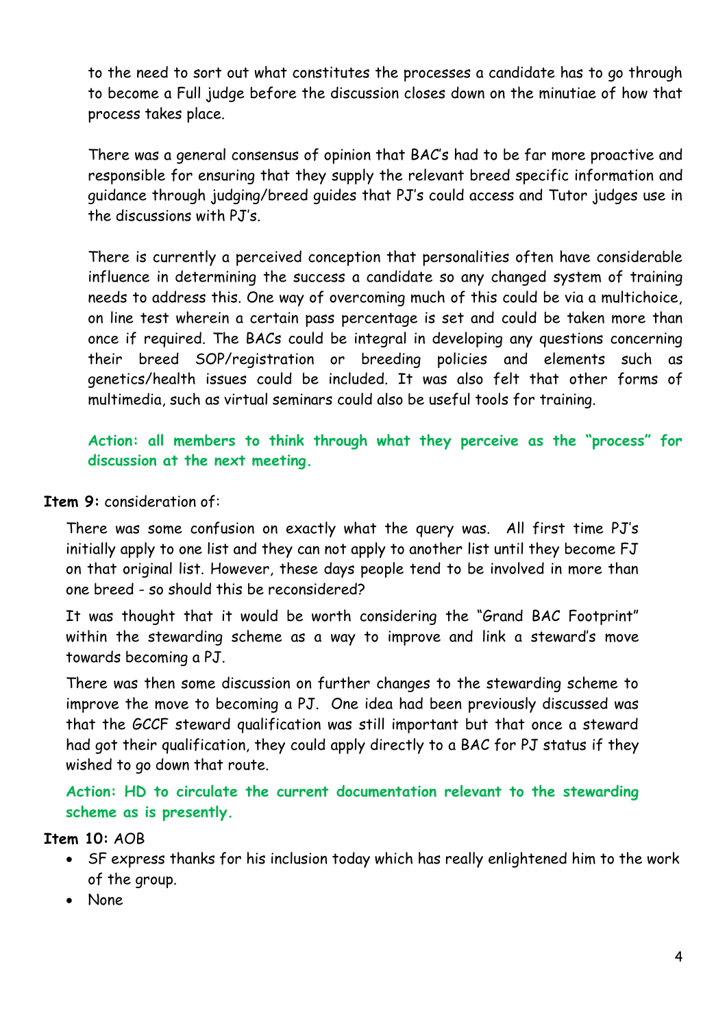to the need to sort out what constitutes the processes a candidate has to go through to become a Full judge before the discussion closes down on the minutiae of how that process takes place.

There was a general consensus of opinion that BAC's had to be far more proactive and responsible for ensuring that they supply the relevant breed specific information and guidance through judging/breed guides that PJ's could access and Tutor judges use in the discussions with PJ's.

There is currently a perceived conception that personalities often have considerable influence in determining the success a candidate so any changed system of training needs to address this. One way of overcoming much of this could be via a multichoice, on line test wherein a certain pass percentage is set and could be taken more than once if required. The BACs could be integral in developing any questions concerning their breed SOP/registration or breeding policies and elements such as genetics/health issues could be included. It was also felt that other forms of multimedia, such as virtual seminars could also be useful tools for training.

**Action: all members to think through what they perceive as the "process" for discussion at the next meeting.**

**Item 9:** consideration of:

There was some confusion on exactly what the query was. All first time PJ's initially apply to one list and they can not apply to another list until they become FJ on that original list. However, these days people tend to be involved in more than one breed - so should this be reconsidered?

It was thought that it would be worth considering the "Grand BAC Footprint" within the stewarding scheme as a way to improve and link a steward's move towards becoming a PJ.

There was then some discussion on further changes to the stewarding scheme to improve the move to becoming a PJ. One idea had been previously discussed was that the GCCF steward qualification was still important but that once a steward had got their qualification, they could apply directly to a BAC for PJ status if they wished to go down that route.

**Action: HD to circulate the current documentation relevant to the stewarding scheme as is presently.**

**Item 10:** AOB

- SF express thanks for his inclusion today which has really enlightened him to the work of the group.
- None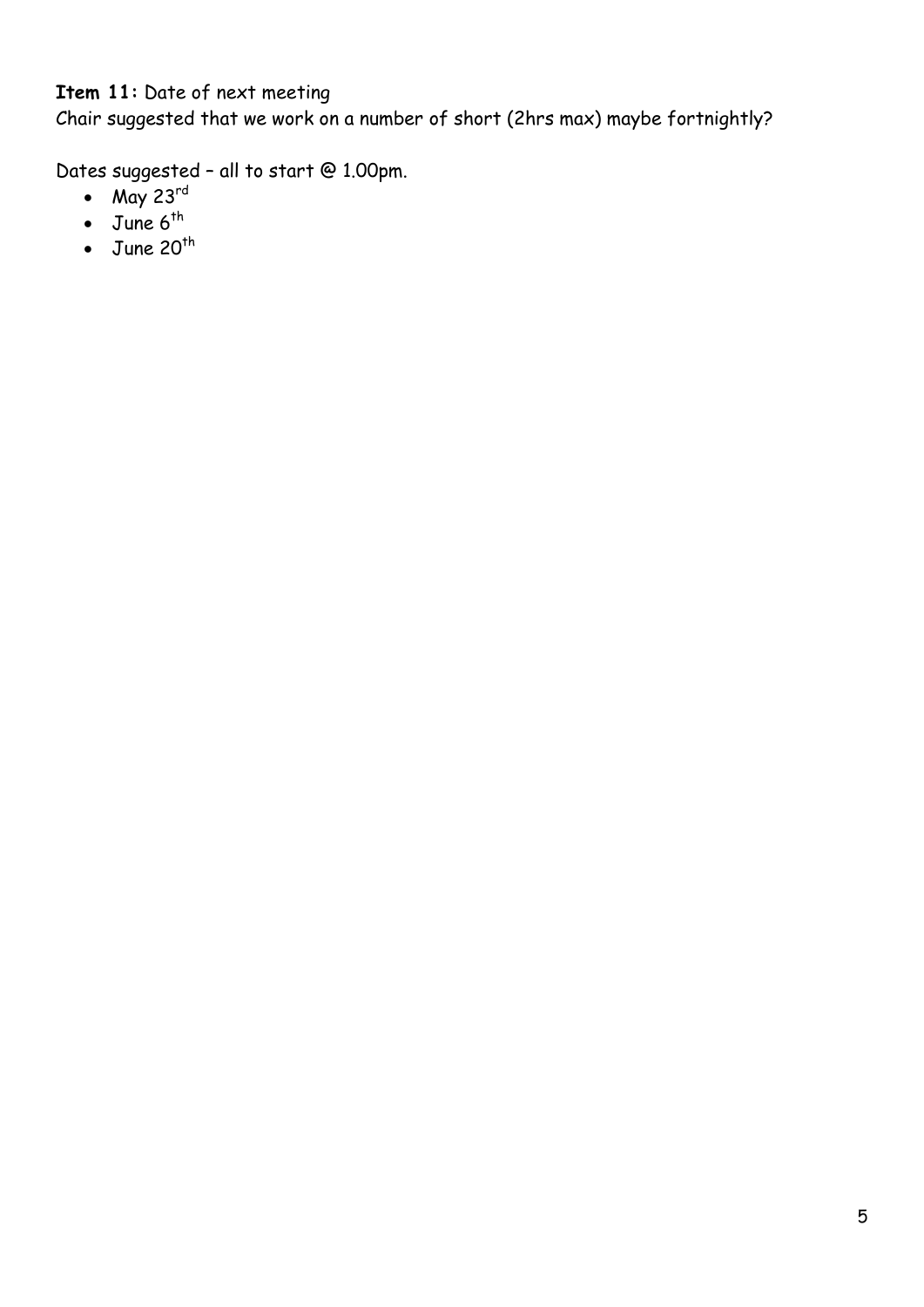**Item 11:** Date of next meeting

Chair suggested that we work on a number of short (2hrs max) maybe fortnightly?

Dates suggested – all to start @ 1.00pm.

- May 23rd
- June 6th
- June 20th